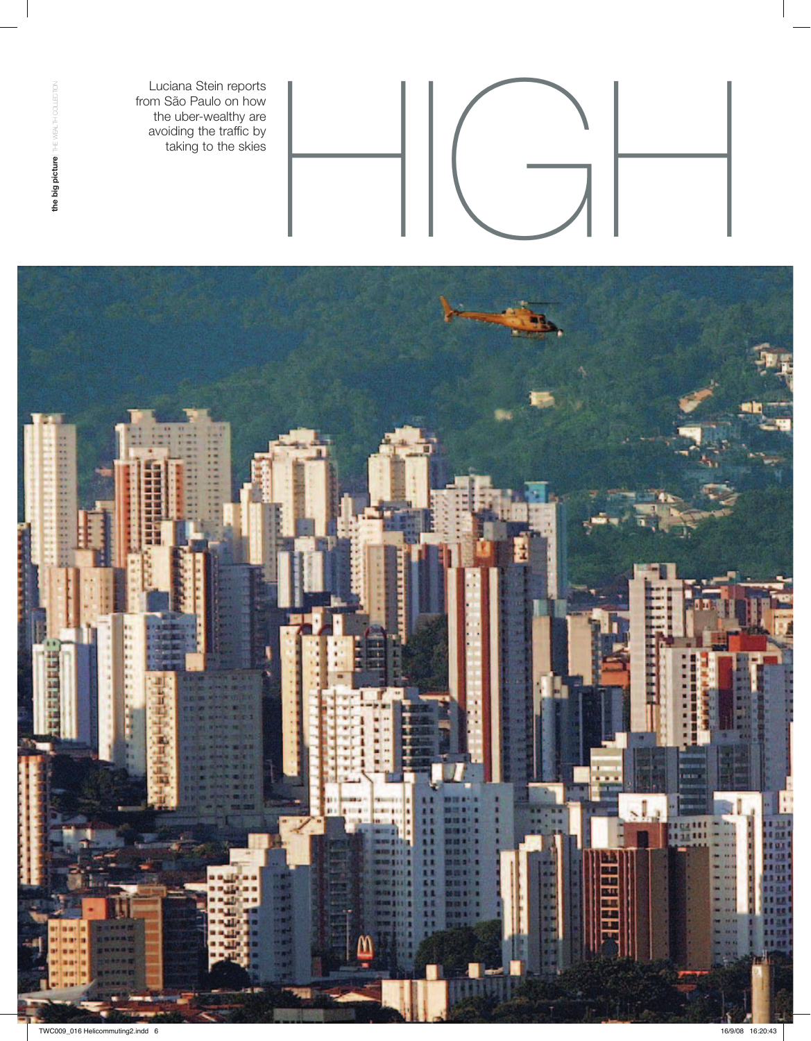# HIGH

Luciana Stein reports from São Paulo on how the uber-wealthy are avoiding the traffic by taking to the skies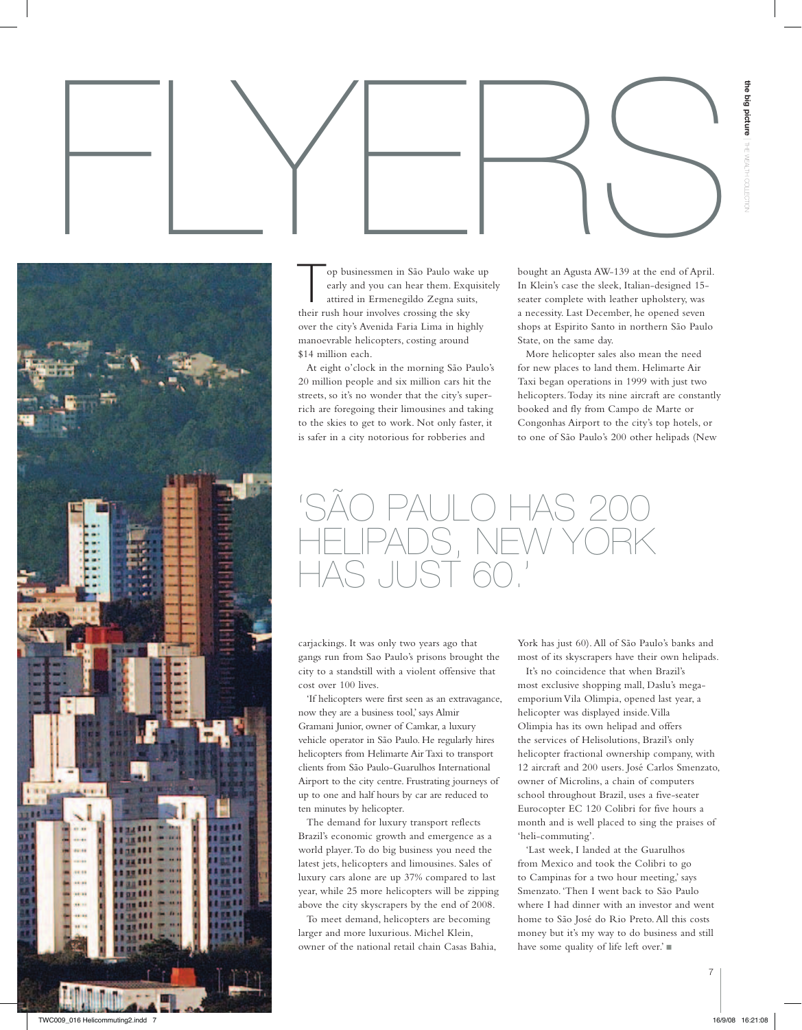# FLYERS

Top businessmen in São Paulo wake up early and you can hear them. Exquisitely attired in Ermenegildo Zegna suits, their rush hour involves crossing the sky over the city's Avenida Faria Lima in highly manoeuvrable helicopters, costing around $14 million each.

At eight o'clock in the morning São Paulo's 20 million people and six million cars hit the streets, so it's no wonder that the city's super-rich are foregoing their limousines and taking to the skies to get to work. Not only faster, it is safer in a city notorious for robberies and carjackings. It was only two years ago that gangs run from Sao Paulo's prisons brought the city to a standstill with a violent offensive that cost over 100 lives.

'If helicopters were first seen as an extravagance, now they are a business tool,' says Almir Gramani Junior, owner of Camkar, a luxury vehicle operator in São Paulo. He regularly hires helicopters from Helimarte Air Taxi to transport clients from São Paulo-Guarulhos International Airport to the city centre. Frustrating journeys of up to one and half hours by car are reduced to ten minutes by helicopter.

The demand for luxury transport reflects Brazil's economic growth and emergence as a world player. To do big business you need the latest jets, helicopters and limousines. Sales of luxury cars alone are up 37% compared to last year, while 25 more helicopters will be zipping above the city skyscrapers by the end of 2008.

To meet demand, helicopters are becoming larger and more luxurious. Michel Klein, owner of the national retail chain Casas Bahia, bought an Agusta AW-139 at the end of April. In Klein's case the sleek, Italian-designed 15-seater complete with leather upholstery, was a necessity. Last December, he opened seven shops at Espirito Santo in northern São Paulo State, on the same day.

More helicopter sales also mean the need for new places to land them. Helimarte Air Taxi began operations in 1999 with just two helicopters. Today its nine aircraft are constantly booked and fly from Campo de Marte or Congonhas Airport to the city's top hotels, or to one of São Paulo's 200 other helipads (New York has just 60). All of São Paulo's banks and most of its skyscrapers have their own helipads.

> 'SÃO PAULO HAS 200 HELIPADS, NEW YORK HAS JUST 60.'

It's no coincidence that when Brazil's most exclusive shopping mall, Daslu's mega-emporium Vila Olimpia, opened last year, a helicopter was displayed inside. Villa Olimpia has its own helipad and offers the services of Helisolutions, Brazil's only helicopter fractional ownership company, with 12 aircraft and 200 users. José Carlos Smenzato, owner of Microlins, a chain of computers school throughout Brazil, uses a five-seater Eurocopter EC 120 Colibri for five hours a month and is well placed to sing the praises of 'heli-commuting'.

'Last week, I landed at the Guarulhos from Mexico and took the Colibri to go to Campinas for a two hour meeting,' says Smenzato. 'Then I went back to São Paulo where I had dinner with an investor and went home to São José do Rio Preto. All this costs money but it's my way to do business and still have some quality of life left over.' ■